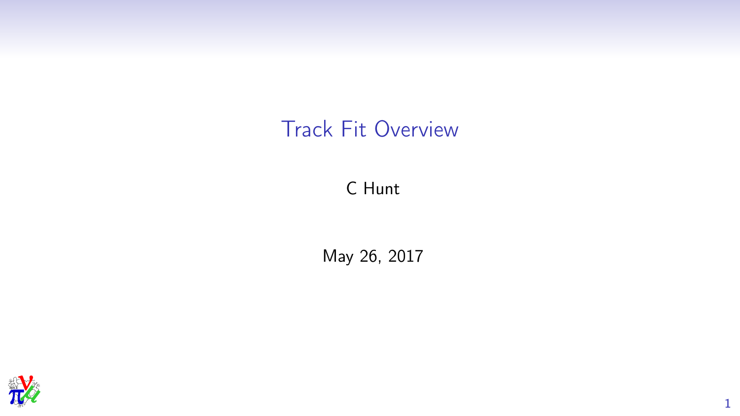# Track Fit Overview

C Hunt

May 26, 2017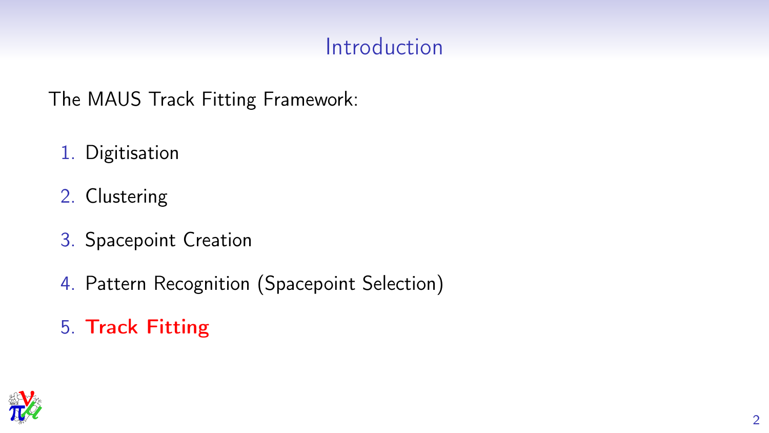# Introduction

The MAUS Track Fitting Framework:

1. Digitisation
2. Clustering
3. Spacepoint Creation
4. Pattern Recognition (Spacepoint Selection)
5. **Track Fitting**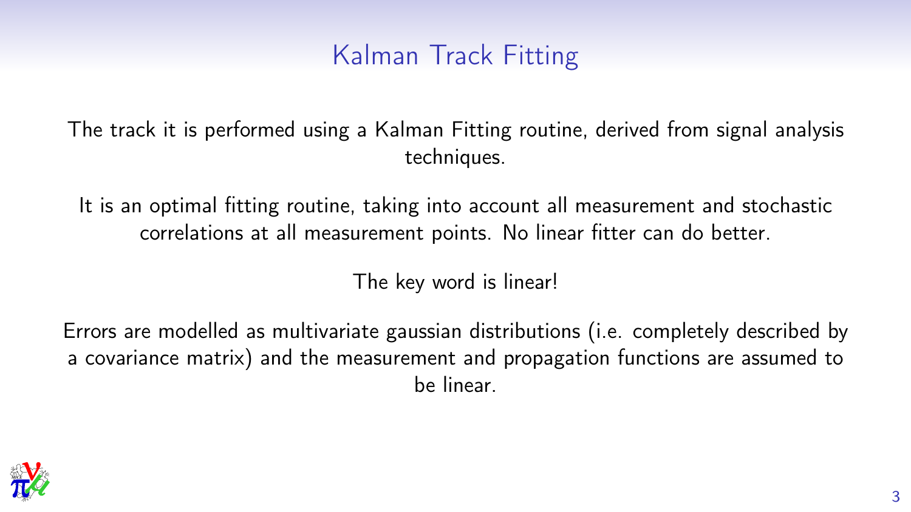# Kalman Track Fitting

The track it is performed using a Kalman Fitting routine, derived from signal analysis techniques.

It is an optimal fitting routine, taking into account all measurement and stochastic correlations at all measurement points. No linear fitter can do better.

The key word is linear!

Errors are modelled as multivariate gaussian distributions (i.e. completely described by a covariance matrix) and the measurement and propagation functions are assumed to be linear.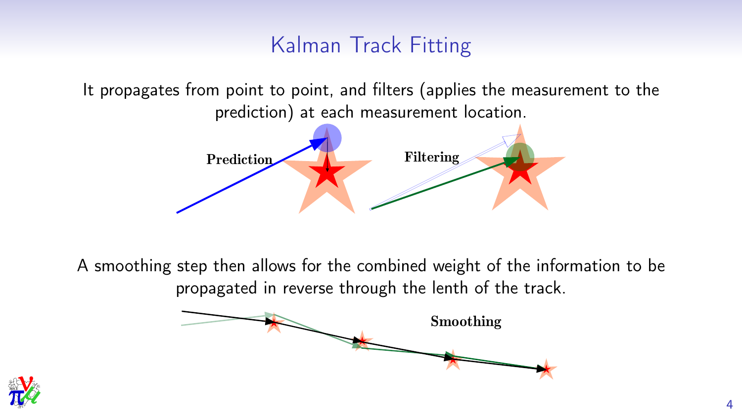# Kalman Track Fitting

It propagates from point to point, and filters (applies the measurement to the prediction) at each measurement location.

**Prediction** **Filtering**

A smoothing step then allows for the combined weight of the information to be propagated in reverse through the lenth of the track.

**Smoothing**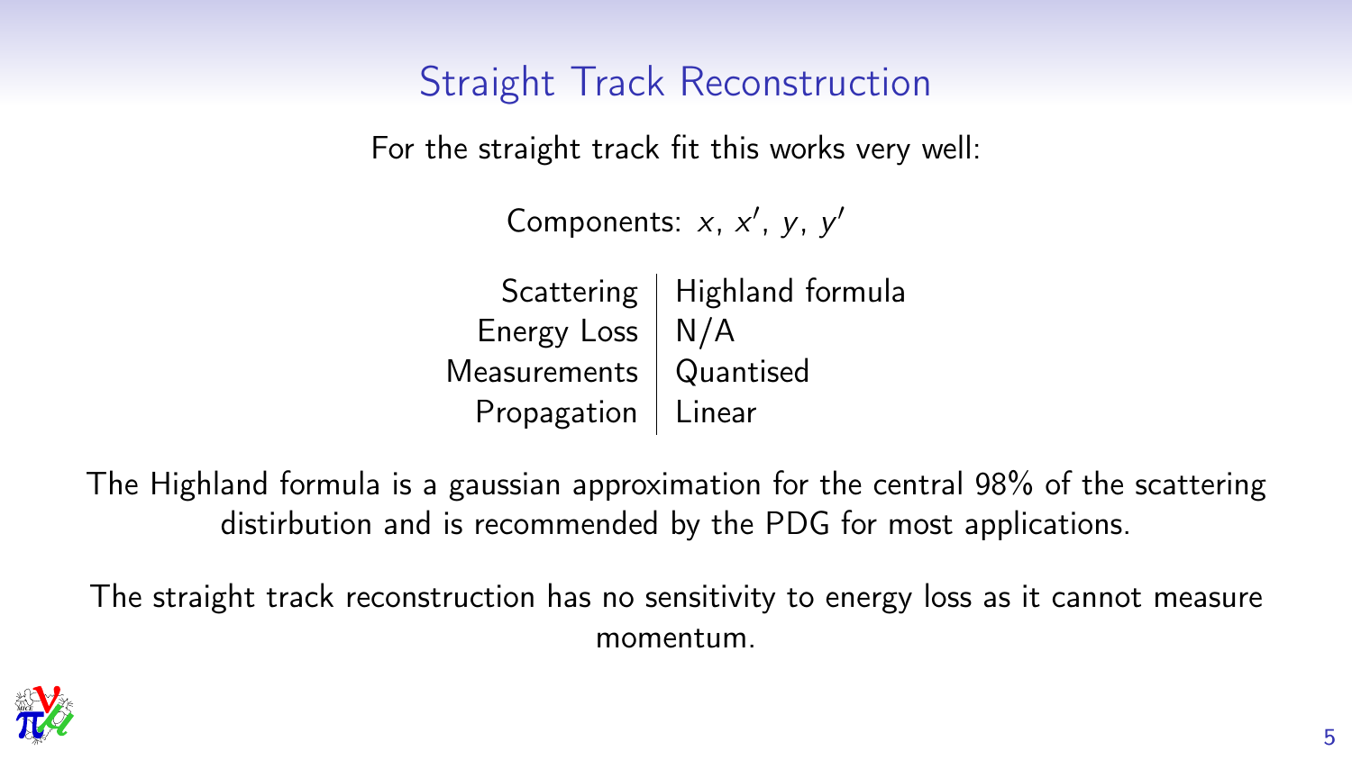# Straight Track Reconstruction

For the straight track fit this works very well:

Components: $x$, $x'$, $y$, $y'$

| | |
|---|---|
| Scattering | Highland formula |
| Energy Loss | N/A |
| Measurements | Quantised |
| Propagation | Linear |

The Highland formula is a gaussian approximation for the central 98% of the scattering distirbution and is recommended by the PDG for most applications.

The straight track reconstruction has no sensitivity to energy loss as it cannot measure momentum.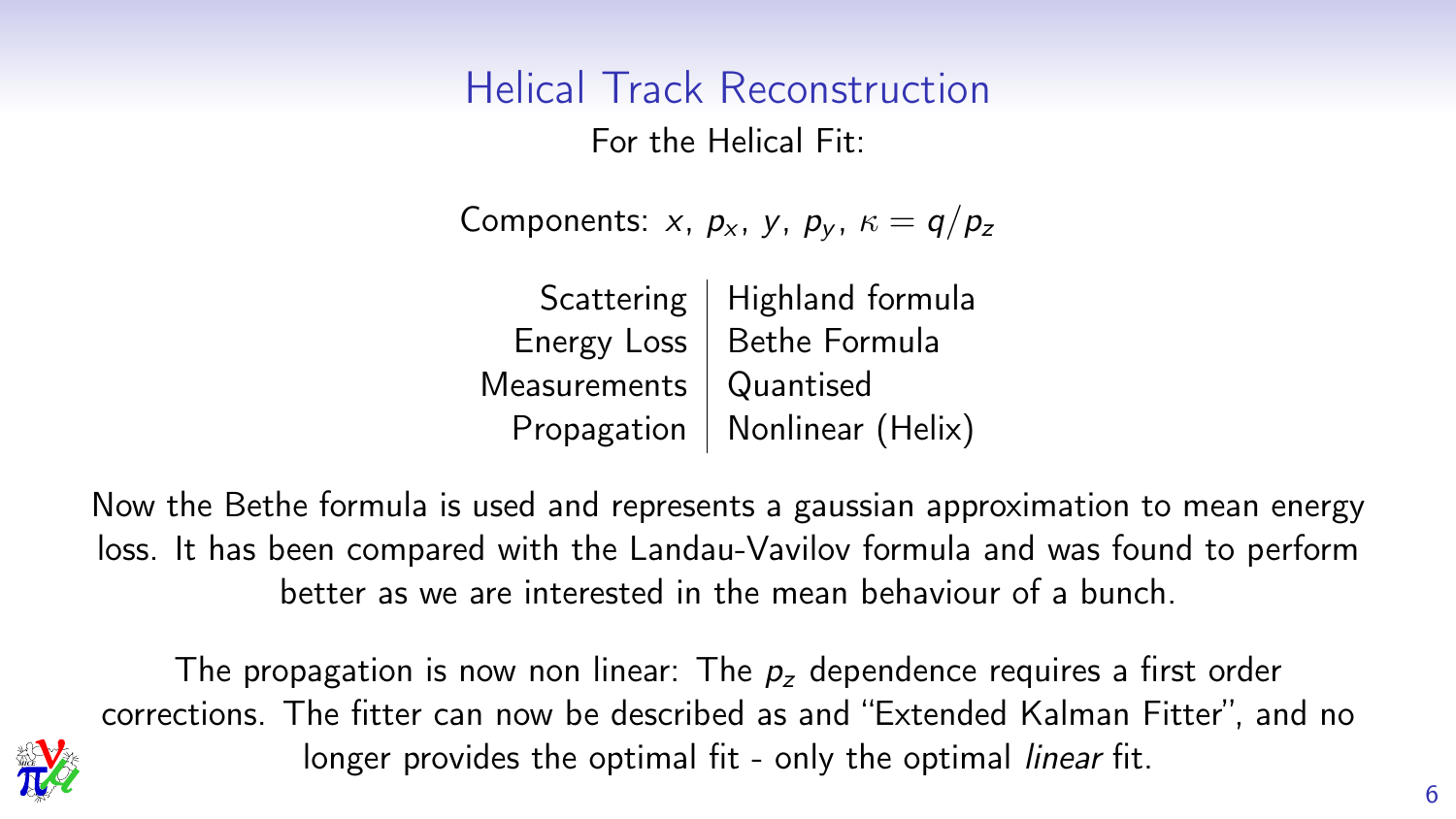# Helical Track Reconstruction

For the Helical Fit:

Components: $x$, $p_x$, $y$, $p_y$, $\kappa = q/p_z$

| | |
|---|---|
| Scattering | Highland formula |
| Energy Loss | Bethe Formula |
| Measurements | Quantised |
| Propagation | Nonlinear (Helix) |

Now the Bethe formula is used and represents a gaussian approximation to mean energy loss. It has been compared with the Landau-Vavilov formula and was found to perform better as we are interested in the mean behaviour of a bunch.

The propagation is now non linear: The $p_z$ dependence requires a first order corrections. The fitter can now be described as and "Extended Kalman Fitter", and no longer provides the optimal fit - only the optimal *linear* fit.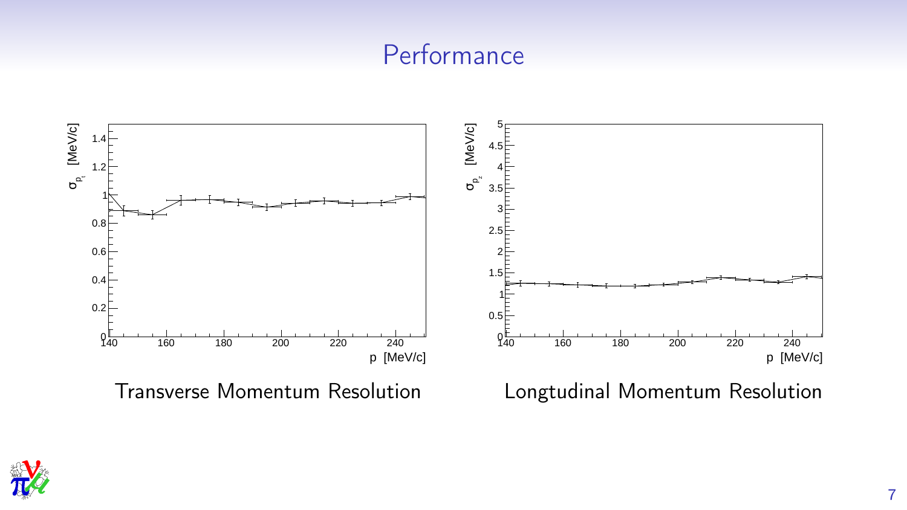# Performance

Transverse Momentum Resolution

Longtudinal Momentum Resolution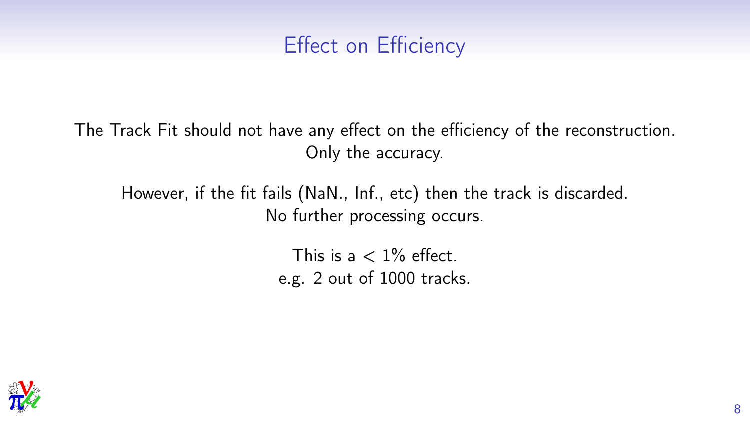# Effect on Efficiency

The Track Fit should not have any effect on the efficiency of the reconstruction. Only the accuracy.

However, if the fit fails (NaN., Inf., etc) then the track is discarded. No further processing occurs.

This is a $< 1\%$ effect.
e.g. 2 out of 1000 tracks.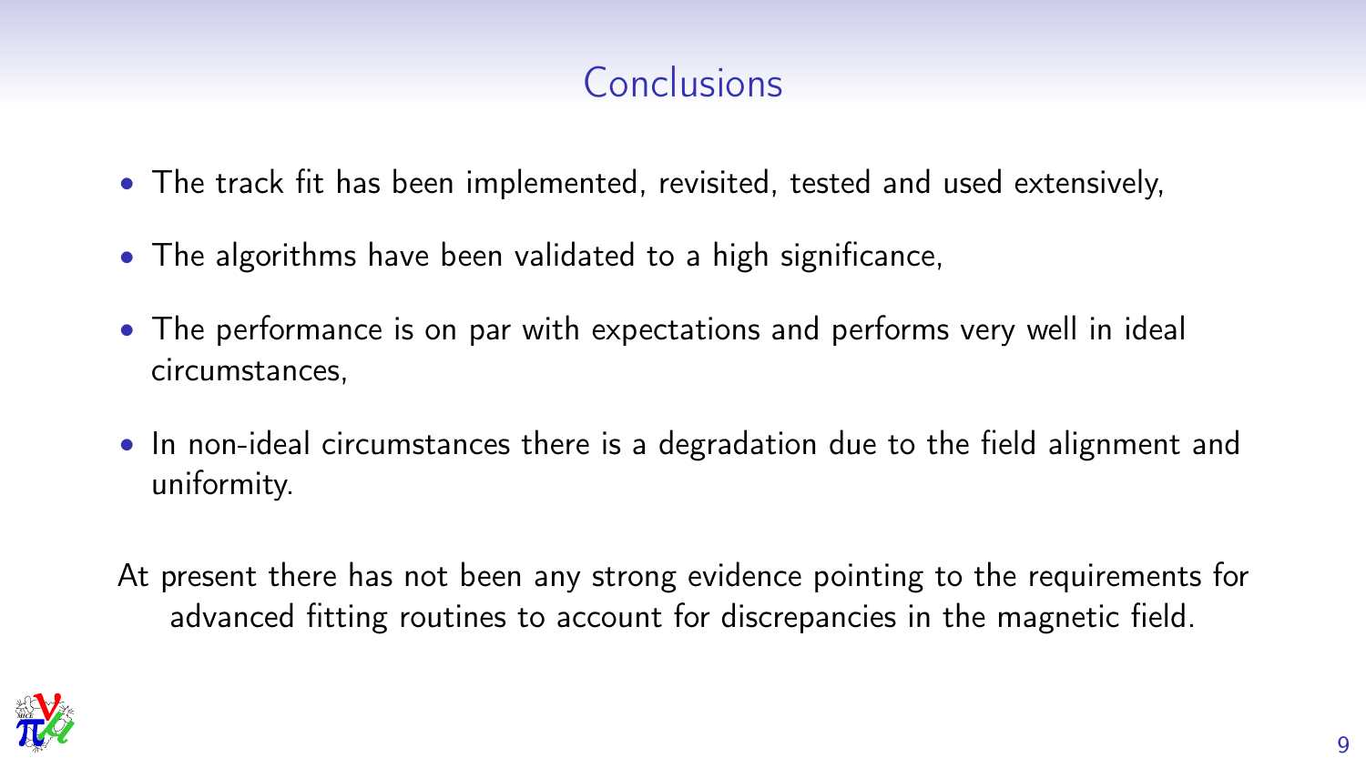# Conclusions

- The track fit has been implemented, revisited, tested and used extensively,
- The algorithms have been validated to a high significance,
- The performance is on par with expectations and performs very well in ideal circumstances,
- In non-ideal circumstances there is a degradation due to the field alignment and uniformity.

At present there has not been any strong evidence pointing to the requirements for advanced fitting routines to account for discrepancies in the magnetic field.